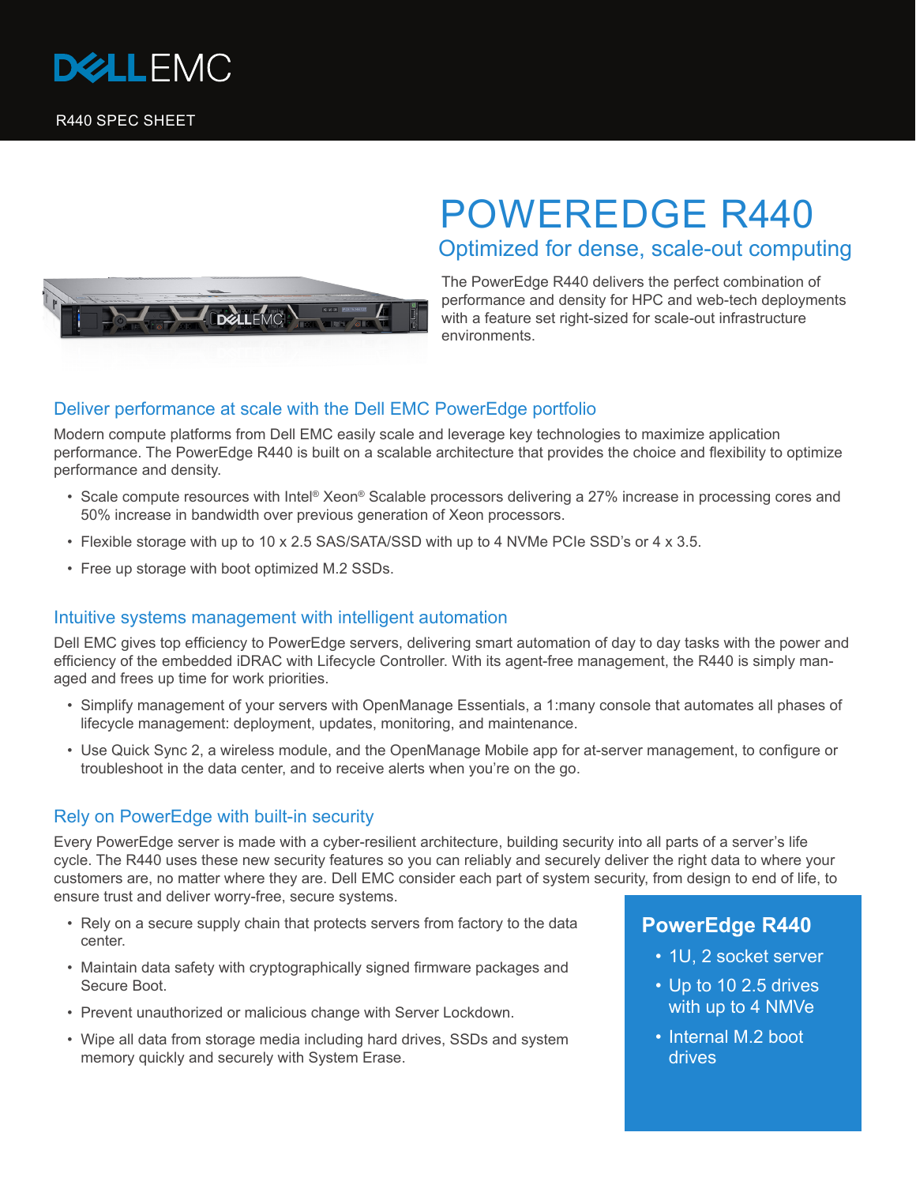DELLEMC

R440 SPEC SHEET

# POWEREDGE R440

## Optimized for dense, scale-out computing

The PowerEdge R440 delivers the perfect combination of performance and density for HPC and web-tech deployments with a feature set right-sized for scale-out infrastructure environments.

## Deliver performance at scale with the Dell EMC PowerEdge portfolio

Modern compute platforms from Dell EMC easily scale and leverage key technologies to maximize application performance. The PowerEdge R440 is built on a scalable architecture that provides the choice and flexibility to optimize performance and density.

- Scale compute resources with Intel® Xeon® Scalable processors delivering a 27% increase in processing cores and 50% increase in bandwidth over previous generation of Xeon processors.
- Flexible storage with up to 10 x 2.5 SAS/SATA/SSD with up to 4 NVMe PCIe SSD's or 4 x 3.5.
- Free up storage with boot optimized M.2 SSDs.

## Intuitive systems management with intelligent automation

Dell EMC gives top efficiency to PowerEdge servers, delivering smart automation of day to day tasks with the power and efficiency of the embedded iDRAC with Lifecycle Controller. With its agent-free management, the R440 is simply managed and frees up time for work priorities.

- Simplify management of your servers with OpenManage Essentials, a 1:many console that automates all phases of lifecycle management: deployment, updates, monitoring, and maintenance.
- Use Quick Sync 2, a wireless module, and the OpenManage Mobile app for at-server management, to configure or troubleshoot in the data center, and to receive alerts when you're on the go.

## Rely on PowerEdge with built-in security

Every PowerEdge server is made with a cyber-resilient architecture, building security into all parts of a server's life cycle. The R440 uses these new security features so you can reliably and securely deliver the right data to where your customers are, no matter where they are. Dell EMC consider each part of system security, from design to end of life, to ensure trust and deliver worry-free, secure systems.

- Rely on a secure supply chain that protects servers from factory to the data center.
- Maintain data safety with cryptographically signed firmware packages and Secure Boot.
- Prevent unauthorized or malicious change with Server Lockdown.
- Wipe all data from storage media including hard drives, SSDs and system memory quickly and securely with System Erase.

### PowerEdge R440

- 1U, 2 socket server
- Up to 10 2.5 drives with up to 4 NMVe
- Internal M.2 boot drives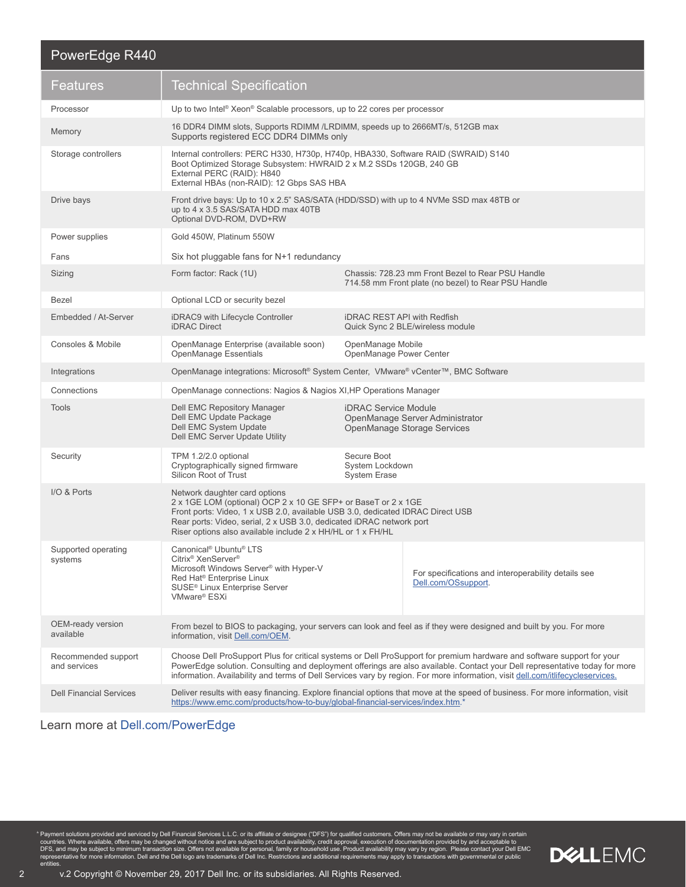## PowerEdge R440

| Features | Technical Specification | |
|---|---|---|
| Processor | Up to two Intel® Xeon® Scalable processors, up to 22 cores per processor | |
| Memory | 16 DDR4 DIMM slots, Supports RDIMM /LRDIMM, speeds up to 2666MT/s, 512GB max<br>Supports registered ECC DDR4 DIMMs only | |
| Storage controllers | Internal controllers: PERC H330, H730p, H740p, HBA330, Software RAID (SWRAID) S140<br>Boot Optimized Storage Subsystem: HWRAID 2 x M.2 SSDs 120GB, 240 GB<br>External PERC (RAID): H840<br>External HBAs (non-RAID): 12 Gbps SAS HBA | |
| Drive bays | Front drive bays: Up to 10 x 2.5" SAS/SATA (HDD/SSD) with up to 4 NVMe SSD max 48TB or up to 4 x 3.5 SAS/SATA HDD max 40TB<br>Optional DVD-ROM, DVD+RW | |
| Power supplies | Gold 450W, Platinum 550W | |
| Fans | Six hot pluggable fans for N+1 redundancy | |
| Sizing | Form factor: Rack (1U) | Chassis: 728.23 mm Front Bezel to Rear PSU Handle<br>714.58 mm Front plate (no bezel) to Rear PSU Handle |
| Bezel | Optional LCD or security bezel | |
| Embedded / At-Server | iDRAC9 with Lifecycle Controller<br>iDRAC Direct | iDRAC REST API with Redfish<br>Quick Sync 2 BLE/wireless module |
| Consoles & Mobile | OpenManage Enterprise (available soon)<br>OpenManage Essentials | OpenManage Mobile<br>OpenManage Power Center |
| Integrations | OpenManage integrations: Microsoft® System Center, VMware® vCenter™, BMC Software | |
| Connections | OpenManage connections: Nagios & Nagios XI,HP Operations Manager | |
| Tools | Dell EMC Repository Manager<br>Dell EMC Update Package<br>Dell EMC System Update<br>Dell EMC Server Update Utility | iDRAC Service Module<br>OpenManage Server Administrator<br>OpenManage Storage Services |
| Security | TPM 1.2/2.0 optional<br>Cryptographically signed firmware<br>Silicon Root of Trust | Secure Boot<br>System Lockdown<br>System Erase |
| I/O & Ports | Network daughter card options<br>2 x 1GE LOM (optional) OCP 2 x 10 GE SFP+ or BaseT or 2 x 1GE<br>Front ports: Video, 1 x USB 2.0, available USB 3.0, dedicated IDRAC Direct USB<br>Rear ports: Video, serial, 2 x USB 3.0, dedicated iDRAC network port<br>Riser options also available include 2 x HH/HL or 1 x FH/HL | |
| Supported operating systems | Canonical® Ubuntu® LTS<br>Citrix® XenServer®<br>Microsoft Windows Server® with Hyper-V<br>Red Hat® Enterprise Linux<br>SUSE® Linux Enterprise Server<br>VMware® ESXi | For specifications and interoperability details see Dell.com/OSsupport. |
| OEM-ready version available | From bezel to BIOS to packaging, your servers can look and feel as if they were designed and built by you. For more information, visit Dell.com/OEM. | |
| Recommended support and services | Choose Dell ProSupport Plus for critical systems or Dell ProSupport for premium hardware and software support for your PowerEdge solution. Consulting and deployment offerings are also available. Contact your Dell representative today for more information. Availability and terms of Dell Services vary by region. For more information, visit dell.com/itlifecycleservices. | |
| Dell Financial Services | Deliver results with easy financing. Explore financial options that move at the speed of business. For more information, visit https://www.emc.com/products/how-to-buy/global-financial-services/index.htm.* | |

Learn more at Dell.com/PowerEdge

* Payment solutions provided and serviced by Dell Financial Services L.L.C. or its affiliate or designee ("DFS") for qualified customers. Offers may not be available or may vary in certain countries. Where available, offers may be changed without notice and are subject to product availability, credit approval, execution of documentation provided by and acceptable to DFS, and may be subject to minimum transaction size. Offers not available for personal, family or household use. Product availability may vary by region. Please contact your Dell EMC representative for more information. Dell and the Dell logo are trademarks of Dell Inc. Restrictions and additional requirements may apply to transactions with governmental or public entities.

v.2 Copyright © November 29, 2017 Dell Inc. or its subsidiaries. All Rights Reserved.